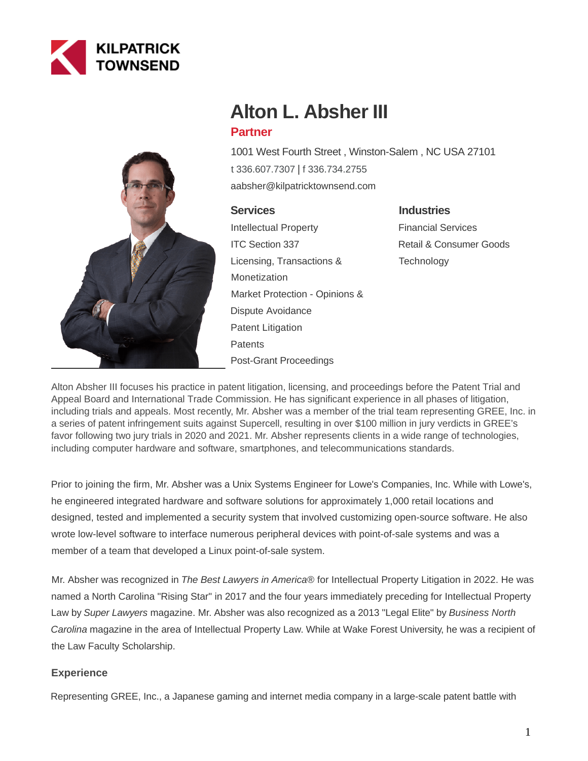KILPATRICK TOWNSEND

# Alton L. Absher III

**Partner**

1001 West Fourth Street , Winston-Salem , NC USA 27101

t 336.607.7307 | f 336.734.2755

aabsher@kilpatricktownsend.com

### Services

- Intellectual Property
- ITC Section 337
- Licensing, Transactions & Monetization
- Market Protection - Opinions & Dispute Avoidance
- Patent Litigation
- Patents
- Post-Grant Proceedings

### Industries

- Financial Services
- Retail & Consumer Goods
- Technology

Alton Absher III focuses his practice in patent litigation, licensing, and proceedings before the Patent Trial and Appeal Board and International Trade Commission. He has significant experience in all phases of litigation, including trials and appeals. Most recently, Mr. Absher was a member of the trial team representing GREE, Inc. in a series of patent infringement suits against Supercell, resulting in over $100 million in jury verdicts in GREE's favor following two jury trials in 2020 and 2021. Mr. Absher represents clients in a wide range of technologies, including computer hardware and software, smartphones, and telecommunications standards.

Prior to joining the firm, Mr. Absher was a Unix Systems Engineer for Lowe's Companies, Inc. While with Lowe's, he engineered integrated hardware and software solutions for approximately 1,000 retail locations and designed, tested and implemented a security system that involved customizing open-source software. He also wrote low-level software to interface numerous peripheral devices with point-of-sale systems and was a member of a team that developed a Linux point-of-sale system.

Mr. Absher was recognized in *The Best Lawyers in America®* for Intellectual Property Litigation in 2022. He was named a North Carolina "Rising Star" in 2017 and the four years immediately preceding for Intellectual Property Law by *Super Lawyers* magazine. Mr. Absher was also recognized as a 2013 "Legal Elite" by *Business North Carolina* magazine in the area of Intellectual Property Law. While at Wake Forest University, he was a recipient of the Law Faculty Scholarship.

### Experience

Representing GREE, Inc., a Japanese gaming and internet media company in a large-scale patent battle with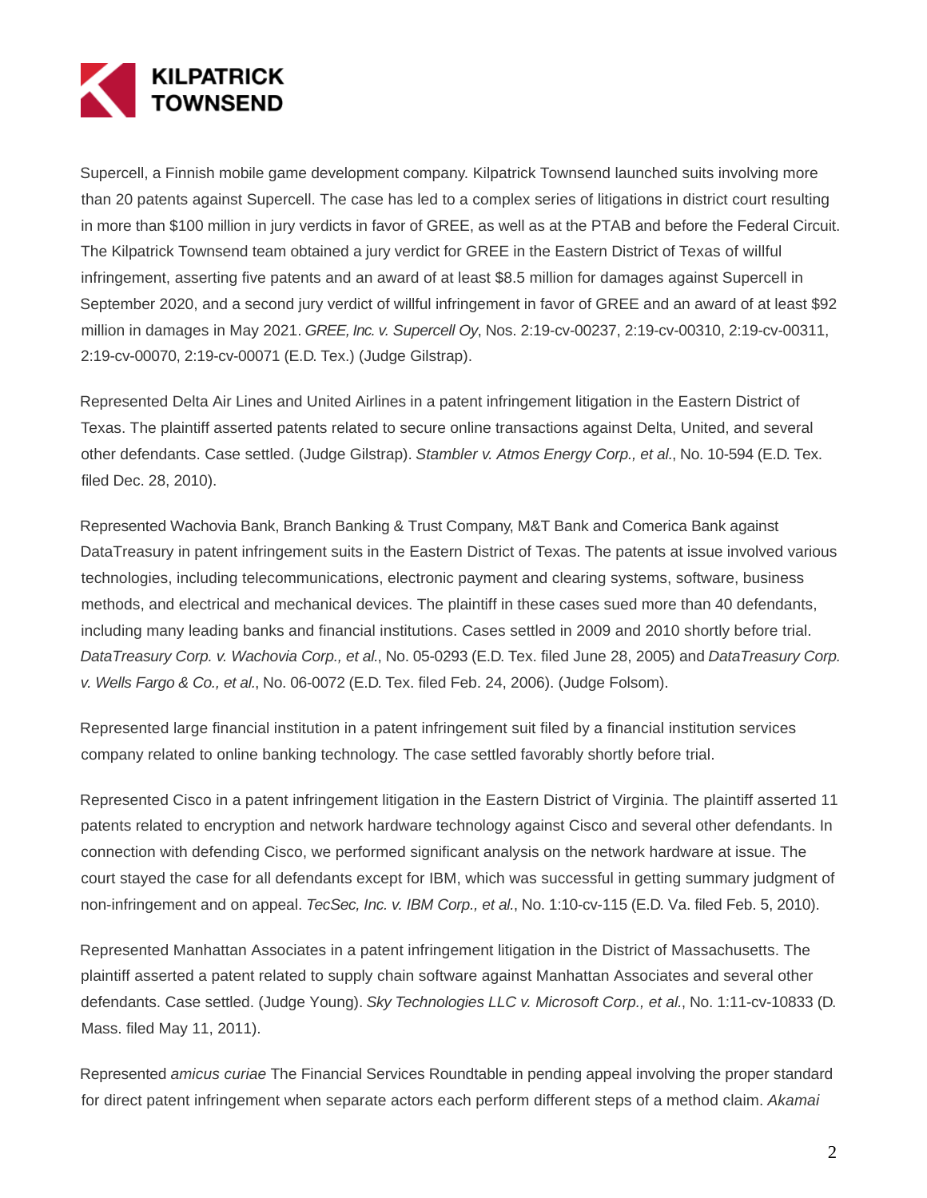Supercell, a Finnish mobile game development company. Kilpatrick Townsend launched suits involving more than 20 patents against Supercell. The case has led to a complex series of litigations in district court resulting in more than $100 million in jury verdicts in favor of GREE, as well as at the PTAB and before the Federal Circuit. The Kilpatrick Townsend team obtained a jury verdict for GREE in the Eastern District of Texas of willful infringement, asserting five patents and an award of at least $8.5 million for damages against Supercell in September 2020, and a second jury verdict of willful infringement in favor of GREE and an award of at least $92 million in damages in May 2021. *GREE, Inc. v. Supercell Oy*, Nos. 2:19-cv-00237, 2:19-cv-00310, 2:19-cv-00311, 2:19-cv-00070, 2:19-cv-00071 (E.D. Tex.) (Judge Gilstrap).

Represented Delta Air Lines and United Airlines in a patent infringement litigation in the Eastern District of Texas. The plaintiff asserted patents related to secure online transactions against Delta, United, and several other defendants. Case settled. (Judge Gilstrap). *Stambler v. Atmos Energy Corp., et al.*, No. 10-594 (E.D. Tex. filed Dec. 28, 2010).

Represented Wachovia Bank, Branch Banking & Trust Company, M&T Bank and Comerica Bank against DataTreasury in patent infringement suits in the Eastern District of Texas. The patents at issue involved various technologies, including telecommunications, electronic payment and clearing systems, software, business methods, and electrical and mechanical devices. The plaintiff in these cases sued more than 40 defendants, including many leading banks and financial institutions. Cases settled in 2009 and 2010 shortly before trial. *DataTreasury Corp. v. Wachovia Corp., et al.*, No. 05-0293 (E.D. Tex. filed June 28, 2005) and *DataTreasury Corp. v. Wells Fargo & Co., et al.*, No. 06-0072 (E.D. Tex. filed Feb. 24, 2006). (Judge Folsom).

Represented large financial institution in a patent infringement suit filed by a financial institution services company related to online banking technology. The case settled favorably shortly before trial.

Represented Cisco in a patent infringement litigation in the Eastern District of Virginia. The plaintiff asserted 11 patents related to encryption and network hardware technology against Cisco and several other defendants. In connection with defending Cisco, we performed significant analysis on the network hardware at issue. The court stayed the case for all defendants except for IBM, which was successful in getting summary judgment of non-infringement and on appeal. *TecSec, Inc. v. IBM Corp., et al.*, No. 1:10-cv-115 (E.D. Va. filed Feb. 5, 2010).

Represented Manhattan Associates in a patent infringement litigation in the District of Massachusetts. The plaintiff asserted a patent related to supply chain software against Manhattan Associates and several other defendants. Case settled. (Judge Young). *Sky Technologies LLC v. Microsoft Corp., et al.*, No. 1:11-cv-10833 (D. Mass. filed May 11, 2011).

Represented *amicus curiae* The Financial Services Roundtable in pending appeal involving the proper standard for direct patent infringement when separate actors each perform different steps of a method claim. *Akamai*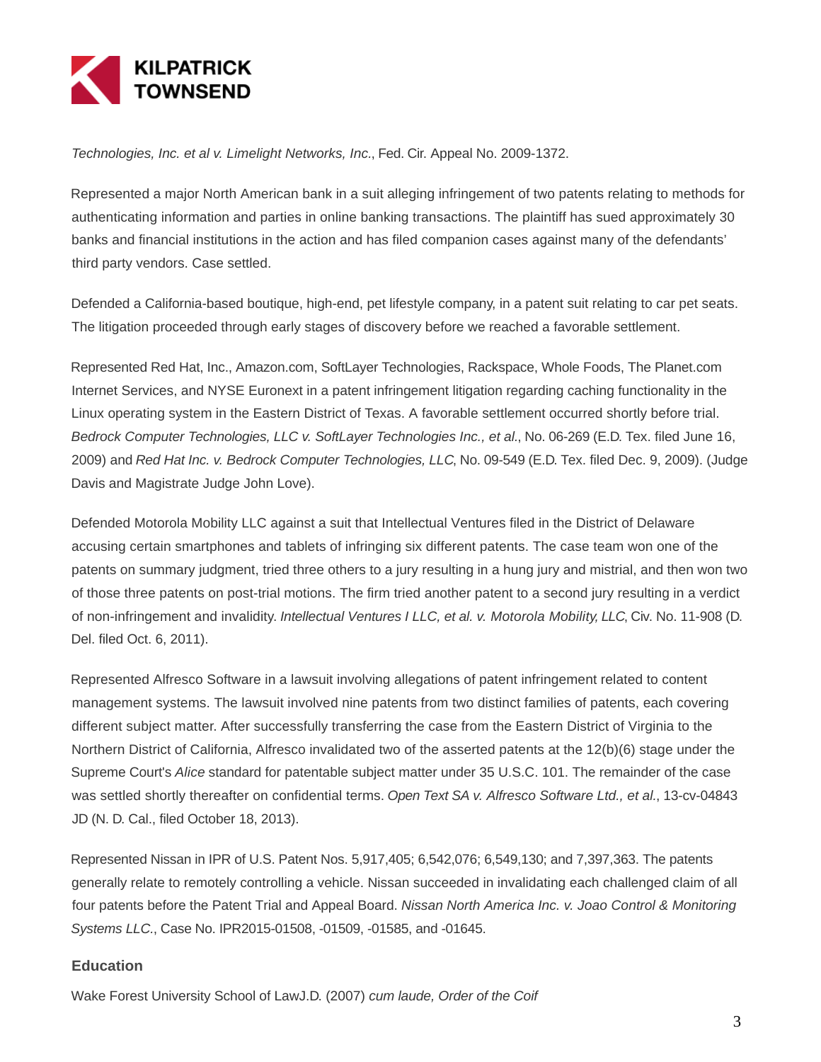*Technologies, Inc. et al v. Limelight Networks, Inc.*, Fed. Cir. Appeal No. 2009-1372.

Represented a major North American bank in a suit alleging infringement of two patents relating to methods for authenticating information and parties in online banking transactions. The plaintiff has sued approximately 30 banks and financial institutions in the action and has filed companion cases against many of the defendants' third party vendors. Case settled.

Defended a California-based boutique, high-end, pet lifestyle company, in a patent suit relating to car pet seats. The litigation proceeded through early stages of discovery before we reached a favorable settlement.

Represented Red Hat, Inc., Amazon.com, SoftLayer Technologies, Rackspace, Whole Foods, The Planet.com Internet Services, and NYSE Euronext in a patent infringement litigation regarding caching functionality in the Linux operating system in the Eastern District of Texas. A favorable settlement occurred shortly before trial. *Bedrock Computer Technologies, LLC v. SoftLayer Technologies Inc., et al.*, No. 06-269 (E.D. Tex. filed June 16, 2009) and *Red Hat Inc. v. Bedrock Computer Technologies, LLC*, No. 09-549 (E.D. Tex. filed Dec. 9, 2009). (Judge Davis and Magistrate Judge John Love).

Defended Motorola Mobility LLC against a suit that Intellectual Ventures filed in the District of Delaware accusing certain smartphones and tablets of infringing six different patents. The case team won one of the patents on summary judgment, tried three others to a jury resulting in a hung jury and mistrial, and then won two of those three patents on post-trial motions. The firm tried another patent to a second jury resulting in a verdict of non-infringement and invalidity. *Intellectual Ventures I LLC, et al. v. Motorola Mobility, LLC*, Civ. No. 11-908 (D. Del. filed Oct. 6, 2011).

Represented Alfresco Software in a lawsuit involving allegations of patent infringement related to content management systems. The lawsuit involved nine patents from two distinct families of patents, each covering different subject matter. After successfully transferring the case from the Eastern District of Virginia to the Northern District of California, Alfresco invalidated two of the asserted patents at the 12(b)(6) stage under the Supreme Court's *Alice* standard for patentable subject matter under 35 U.S.C. 101. The remainder of the case was settled shortly thereafter on confidential terms. *Open Text SA v. Alfresco Software Ltd., et al.*, 13-cv-04843 JD (N. D. Cal., filed October 18, 2013).

Represented Nissan in IPR of U.S. Patent Nos. 5,917,405; 6,542,076; 6,549,130; and 7,397,363. The patents generally relate to remotely controlling a vehicle. Nissan succeeded in invalidating each challenged claim of all four patents before the Patent Trial and Appeal Board. *Nissan North America Inc. v. Joao Control & Monitoring Systems LLC.*, Case No. IPR2015-01508, -01509, -01585, and -01645.

## Education

Wake Forest University School of LawJ.D. (2007) *cum laude, Order of the Coif*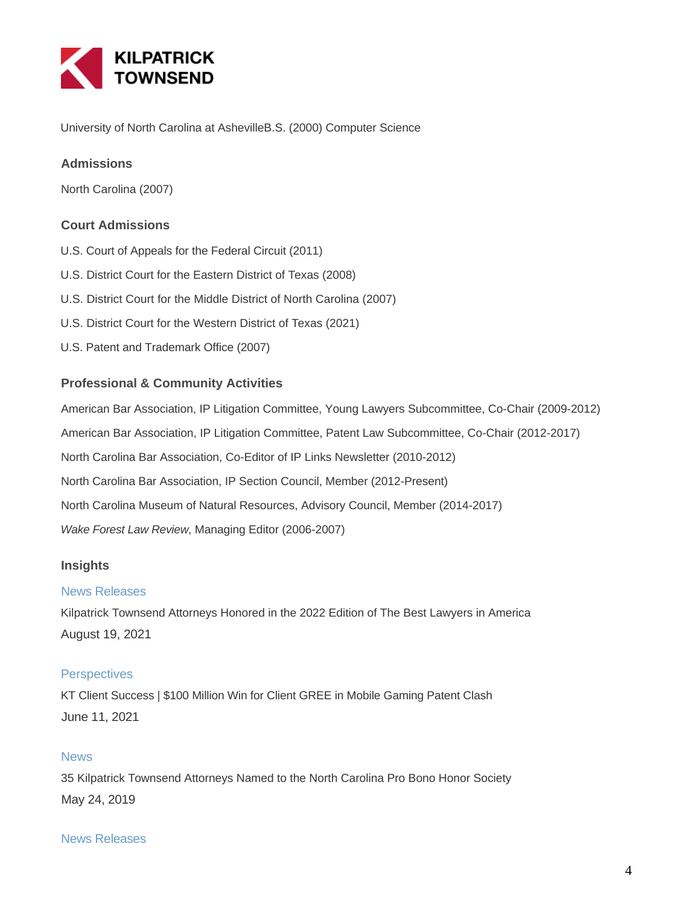University of North Carolina at AshevilleB.S. (2000) Computer Science

### Admissions

North Carolina (2007)

### Court Admissions

U.S. Court of Appeals for the Federal Circuit (2011)

U.S. District Court for the Eastern District of Texas (2008)

U.S. District Court for the Middle District of North Carolina (2007)

U.S. District Court for the Western District of Texas (2021)

U.S. Patent and Trademark Office (2007)

### Professional & Community Activities

American Bar Association, IP Litigation Committee, Young Lawyers Subcommittee, Co-Chair (2009-2012)

American Bar Association, IP Litigation Committee, Patent Law Subcommittee, Co-Chair (2012-2017)

North Carolina Bar Association, Co-Editor of IP Links Newsletter (2010-2012)

North Carolina Bar Association, IP Section Council, Member (2012-Present)

North Carolina Museum of Natural Resources, Advisory Council, Member (2014-2017)

*Wake Forest Law Review*, Managing Editor (2006-2007)

### Insights

News Releases

Kilpatrick Townsend Attorneys Honored in the 2022 Edition of The Best Lawyers in America

August 19, 2021

Perspectives

KT Client Success | $100 Million Win for Client GREE in Mobile Gaming Patent Clash

June 11, 2021

News

35 Kilpatrick Townsend Attorneys Named to the North Carolina Pro Bono Honor Society

May 24, 2019

News Releases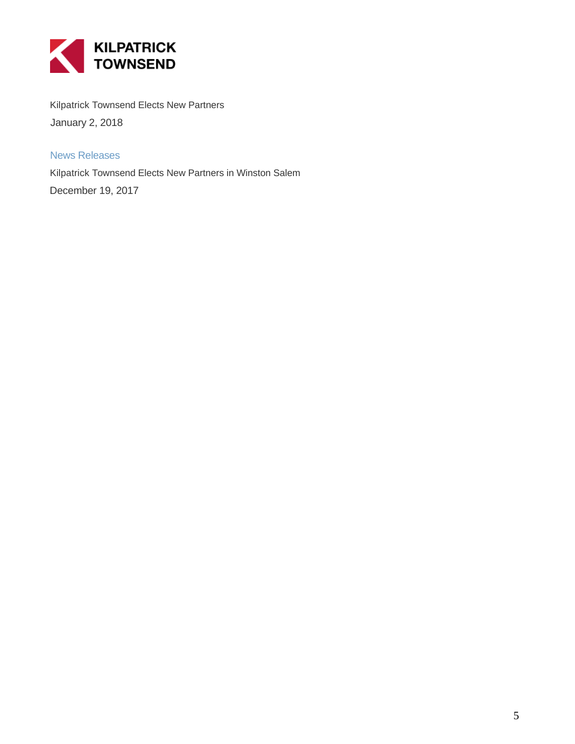KILPATRICK TOWNSEND

Kilpatrick Townsend Elects New Partners
January 2, 2018

News Releases

Kilpatrick Townsend Elects New Partners in Winston Salem
December 19, 2017